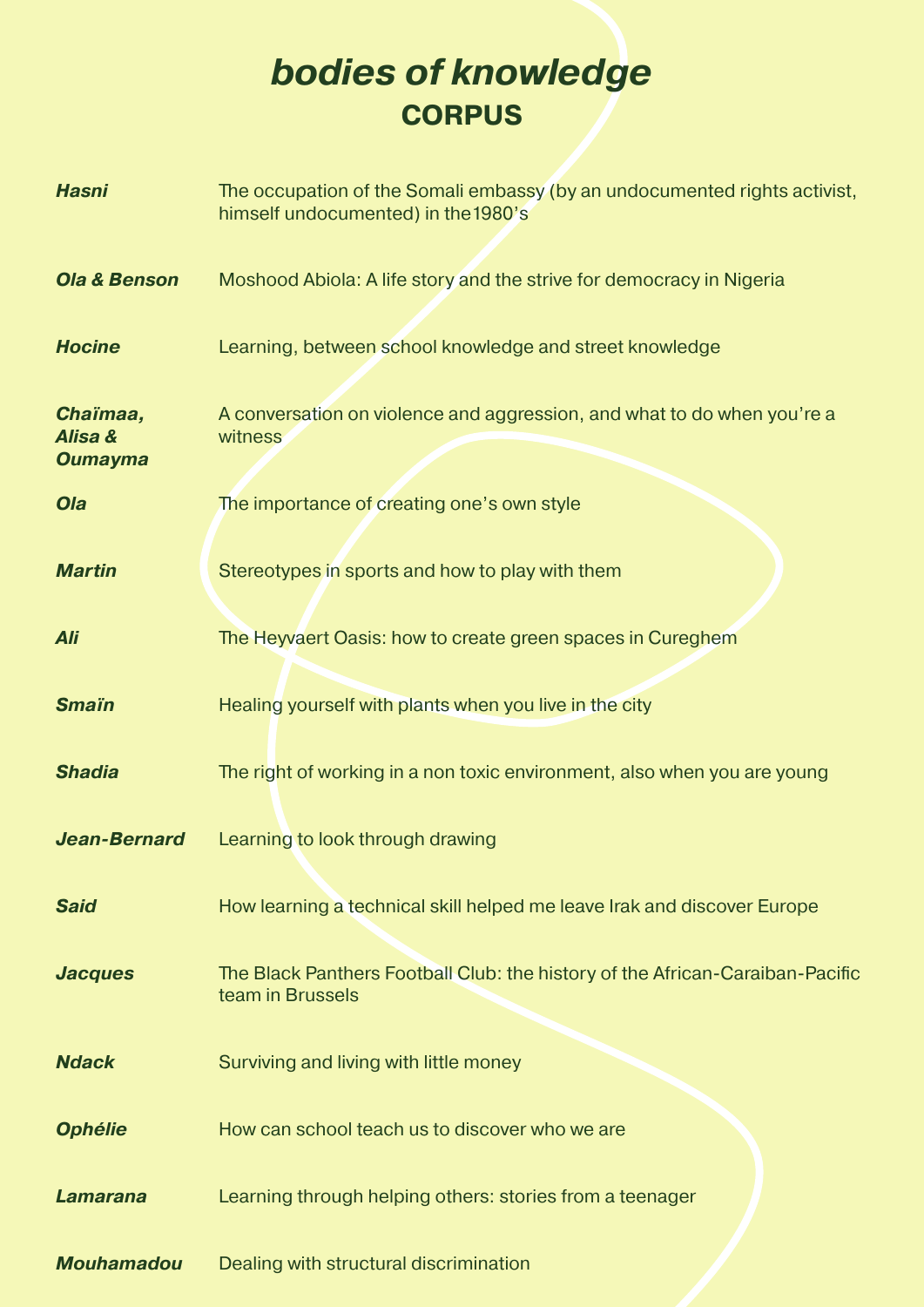# *bodies of knowledge*
## CORPUS

| | |
|---|---|
| ***Hasni*** | The occupation of the Somali embassy (by an undocumented rights activist, himself undocumented) in the1980's |
| ***Ola & Benson*** | Moshood Abiola: A life story and the strive for democracy in Nigeria |
| ***Hocine*** | Learning, between school knowledge and street knowledge |
| ***Chaïmaa, Alisa & Oumayma*** | A conversation on violence and aggression, and what to do when you're a witness |
| ***Ola*** | The importance of creating one's own style |
| ***Martin*** | Stereotypes in sports and how to play with them |
| ***Ali*** | The Heyvaert Oasis: how to create green spaces in Cureghem |
| ***Smaïn*** | Healing yourself with plants when you live in the city |
| ***Shadia*** | The right of working in a non toxic environment, also when you are young |
| ***Jean-Bernard*** | Learning to look through drawing |
| ***Said*** | How learning a technical skill helped me leave Irak and discover Europe |
| ***Jacques*** | The Black Panthers Football Club: the history of the African-Caraiban-Pacific team in Brussels |
| ***Ndack*** | Surviving and living with little money |
| ***Ophélie*** | How can school teach us to discover who we are |
| ***Lamarana*** | Learning through helping others: stories from a teenager |
| ***Mouhamadou*** | Dealing with structural discrimination |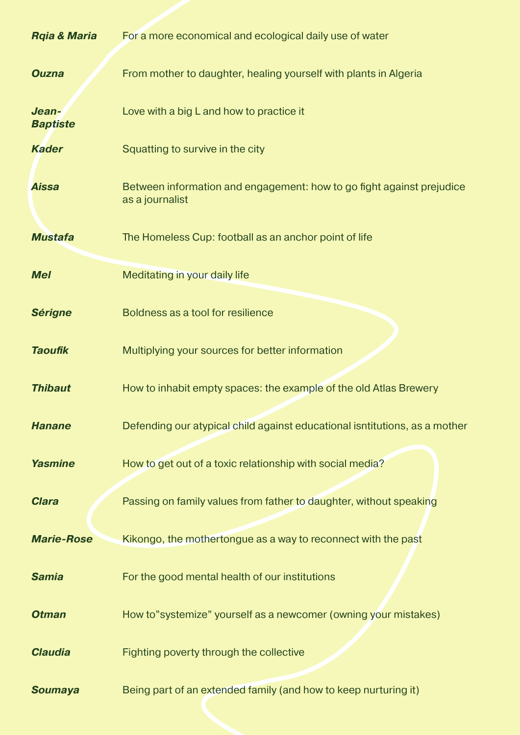| | |
|---|---|
| ***Rqia & Maria*** | For a more economical and ecological daily use of water |
| ***Ouzna*** | From mother to daughter, healing yourself with plants in Algeria |
| ***Jean-Baptiste*** | Love with a big L and how to practice it |
| ***Kader*** | Squatting to survive in the city |
| ***Aissa*** | Between information and engagement: how to go fight against prejudice as a journalist |
| ***Mustafa*** | The Homeless Cup: football as an anchor point of life |
| ***Mel*** | Meditating in your daily life |
| ***Sérigne*** | Boldness as a tool for resilience |
| ***Taoufik*** | Multiplying your sources for better information |
| ***Thibaut*** | How to inhabit empty spaces: the example of the old Atlas Brewery |
| ***Hanane*** | Defending our atypical child against educational isntitutions, as a mother |
| ***Yasmine*** | How to get out of a toxic relationship with social media? |
| ***Clara*** | Passing on family values from father to daughter, without speaking |
| ***Marie-Rose*** | Kikongo, the mothertongue as a way to reconnect with the past |
| ***Samia*** | For the good mental health of our institutions |
| ***Otman*** | How to”systemize” yourself as a newcomer (owning your mistakes) |
| ***Claudia*** | Fighting poverty through the collective |
| ***Soumaya*** | Being part of an extended family (and how to keep nurturing it) |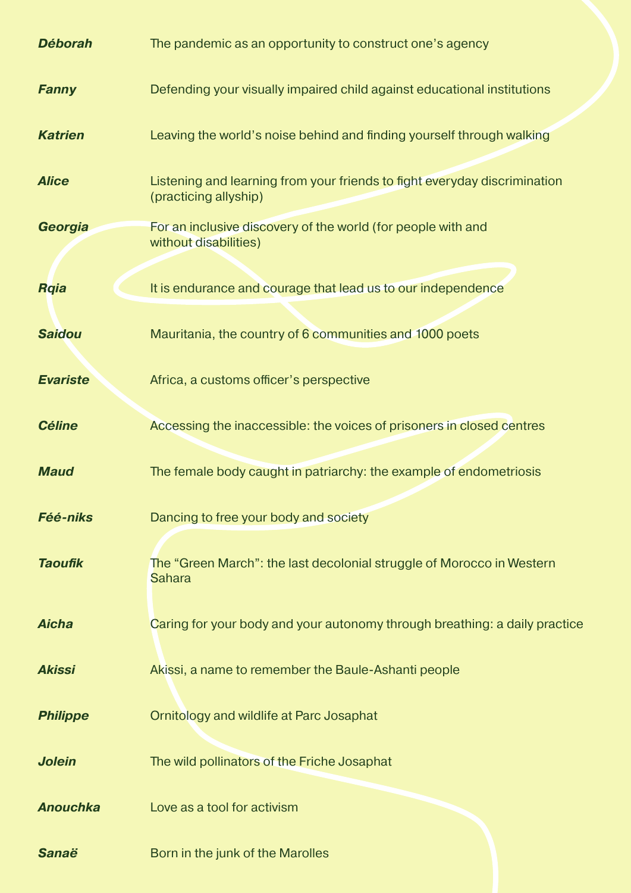| | |
|---|---|
| ***Déborah*** | The pandemic as an opportunity to construct one's agency |
| ***Fanny*** | Defending your visually impaired child against educational institutions |
| ***Katrien*** | Leaving the world's noise behind and finding yourself through walking |
| ***Alice*** | Listening and learning from your friends to fight everyday discrimination (practicing allyship) |
| ***Georgia*** | For an inclusive discovery of the world (for people with and without disabilities) |
| ***Rqia*** | It is endurance and courage that lead us to our independence |
| ***Saidou*** | Mauritania, the country of 6 communities and 1000 poets |
| ***Evariste*** | Africa, a customs officer's perspective |
| ***Céline*** | Accessing the inaccessible: the voices of prisoners in closed centres |
| ***Maud*** | The female body caught in patriarchy: the example of endometriosis |
| ***Féé-niks*** | Dancing to free your body and society |
| ***Taoufik*** | The "Green March": the last decolonial struggle of Morocco in Western Sahara |
| ***Aicha*** | Caring for your body and your autonomy through breathing: a daily practice |
| ***Akissi*** | Akissi, a name to remember the Baule-Ashanti people |
| ***Philippe*** | Ornitology and wildlife at Parc Josaphat |
| ***Jolein*** | The wild pollinators of the Friche Josaphat |
| ***Anouchka*** | Love as a tool for activism |
| ***Sanaë*** | Born in the junk of the Marolles |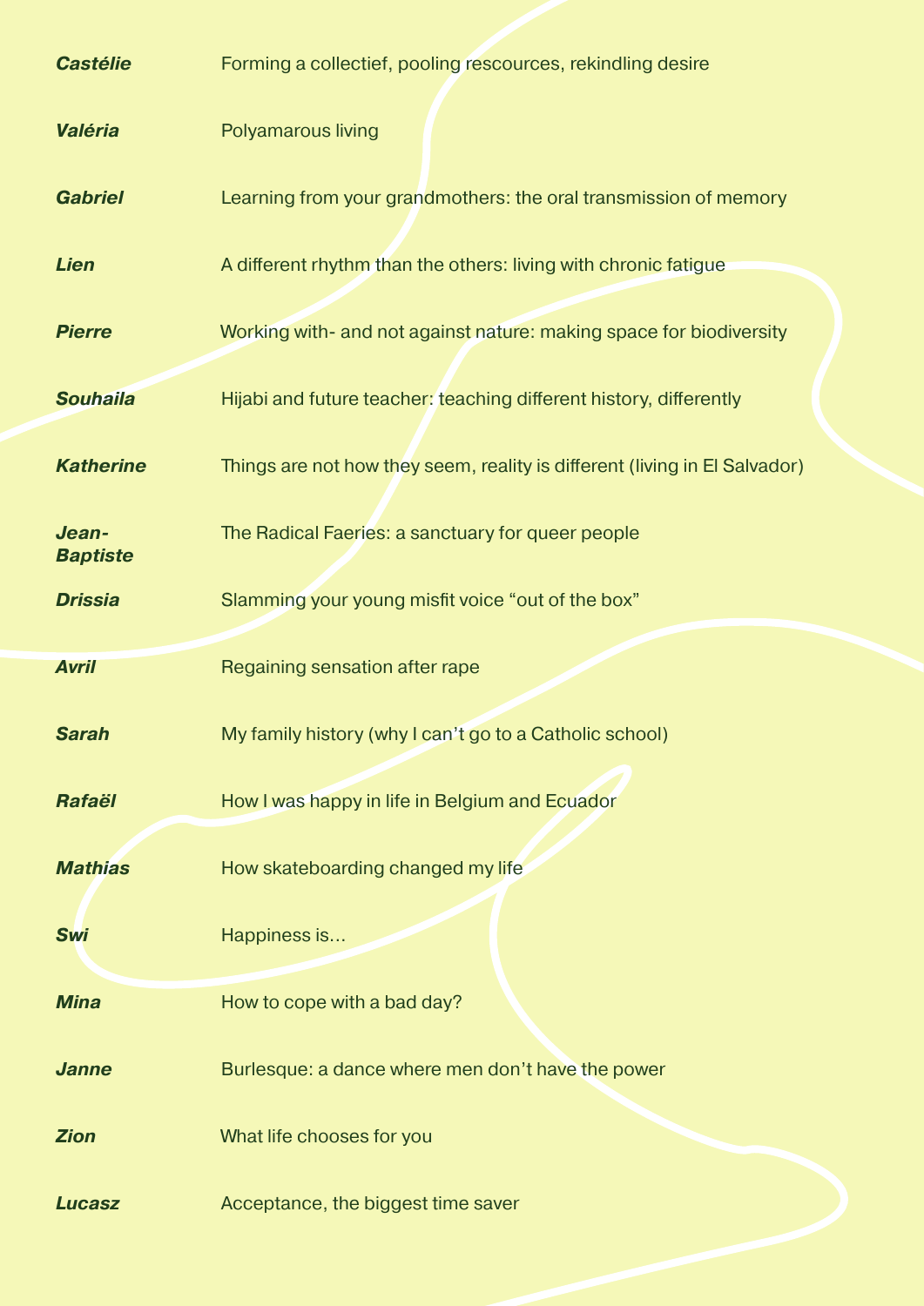| | |
|---|---|
| ***Castélie*** | Forming a collectief, pooling rescources, rekindling desire |
| ***Valéria*** | Polyamarous living |
| ***Gabriel*** | Learning from your grandmothers: the oral transmission of memory |
| ***Lien*** | A different rhythm than the others: living with chronic fatigue |
| ***Pierre*** | Working with- and not against nature: making space for biodiversity |
| ***Souhaila*** | Hijabi and future teacher: teaching different history, differently |
| ***Katherine*** | Things are not how they seem, reality is different (living in El Salvador) |
| ***Jean-Baptiste*** | The Radical Faeries: a sanctuary for queer people |
| ***Drissia*** | Slamming your young misfit voice "out of the box" |
| ***Avril*** | Regaining sensation after rape |
| ***Sarah*** | My family history (why I can't go to a Catholic school) |
| ***Rafaël*** | How I was happy in life in Belgium and Ecuador |
| ***Mathias*** | How skateboarding changed my life |
| ***Swi*** | Happiness is… |
| ***Mina*** | How to cope with a bad day? |
| ***Janne*** | Burlesque: a dance where men don't have the power |
| ***Zion*** | What life chooses for you |
| ***Lucasz*** | Acceptance, the biggest time saver |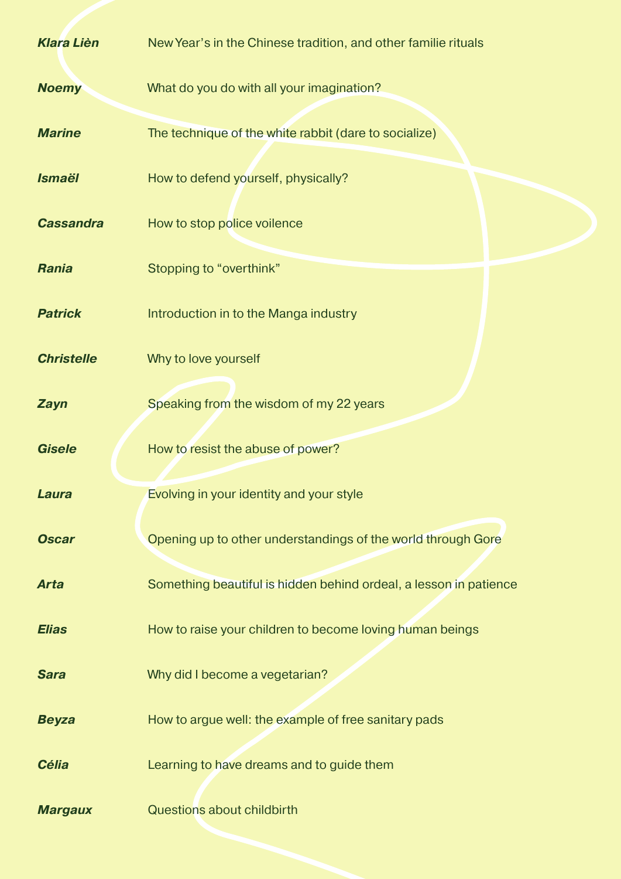| | |
|---|---|
| ***Klara Lièn*** | New Year's in the Chinese tradition, and other familie rituals |
| ***Noemy*** | What do you do with all your imagination? |
| ***Marine*** | The technique of the white rabbit (dare to socialize) |
| ***Ismaël*** | How to defend yourself, physically? |
| ***Cassandra*** | How to stop police voilence |
| ***Rania*** | Stopping to "overthink" |
| ***Patrick*** | Introduction in to the Manga industry |
| ***Christelle*** | Why to love yourself |
| ***Zayn*** | Speaking from the wisdom of my 22 years |
| ***Gisele*** | How to resist the abuse of power? |
| ***Laura*** | Evolving in your identity and your style |
| ***Oscar*** | Opening up to other understandings of the world through Gore |
| ***Arta*** | Something beautiful is hidden behind ordeal, a lesson in patience |
| ***Elias*** | How to raise your children to become loving human beings |
| ***Sara*** | Why did I become a vegetarian? |
| ***Beyza*** | How to argue well: the example of free sanitary pads |
| ***Célia*** | Learning to have dreams and to guide them |
| ***Margaux*** | Questions about childbirth |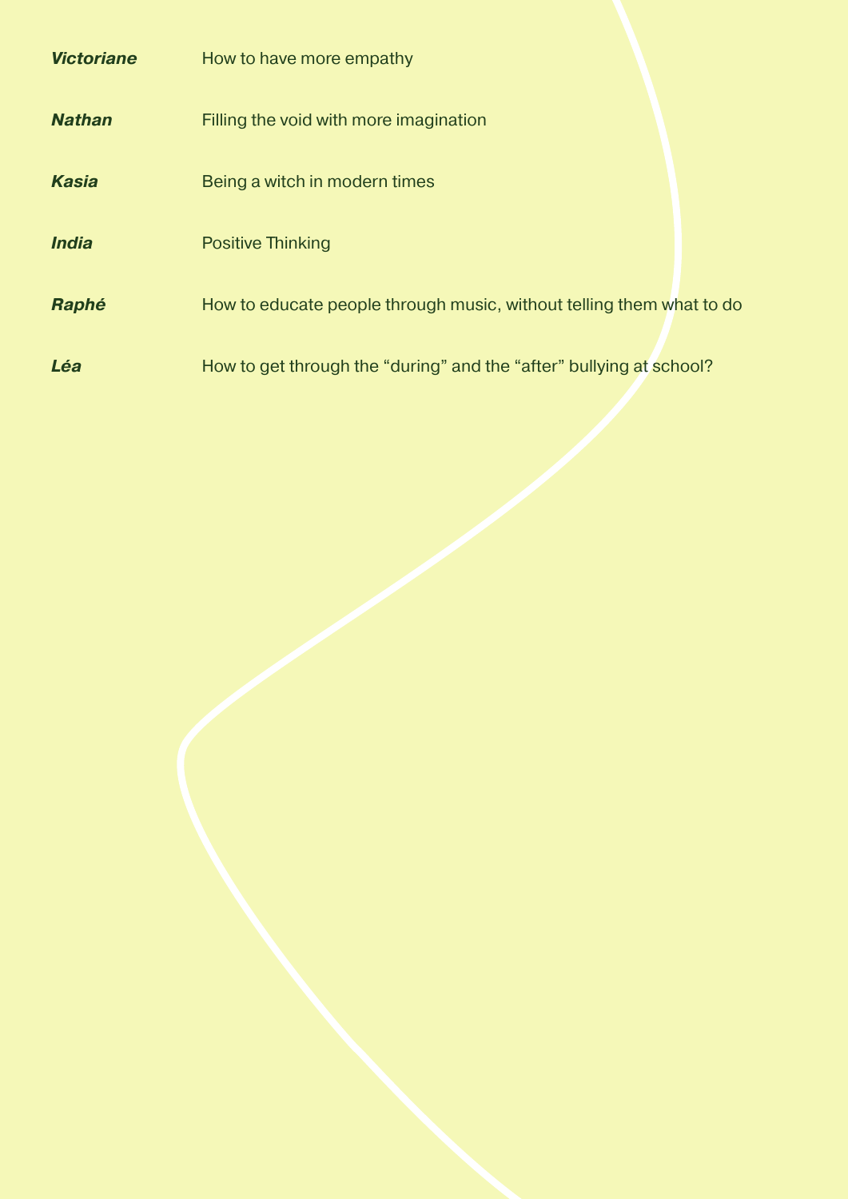| | |
|---|---|
| ***Victoriane*** | How to have more empathy |
| ***Nathan*** | Filling the void with more imagination |
| ***Kasia*** | Being a witch in modern times |
| ***India*** | Positive Thinking |
| ***Raphé*** | How to educate people through music, without telling them what to do |
| ***Léa*** | How to get through the “during” and the “after” bullying at school? |